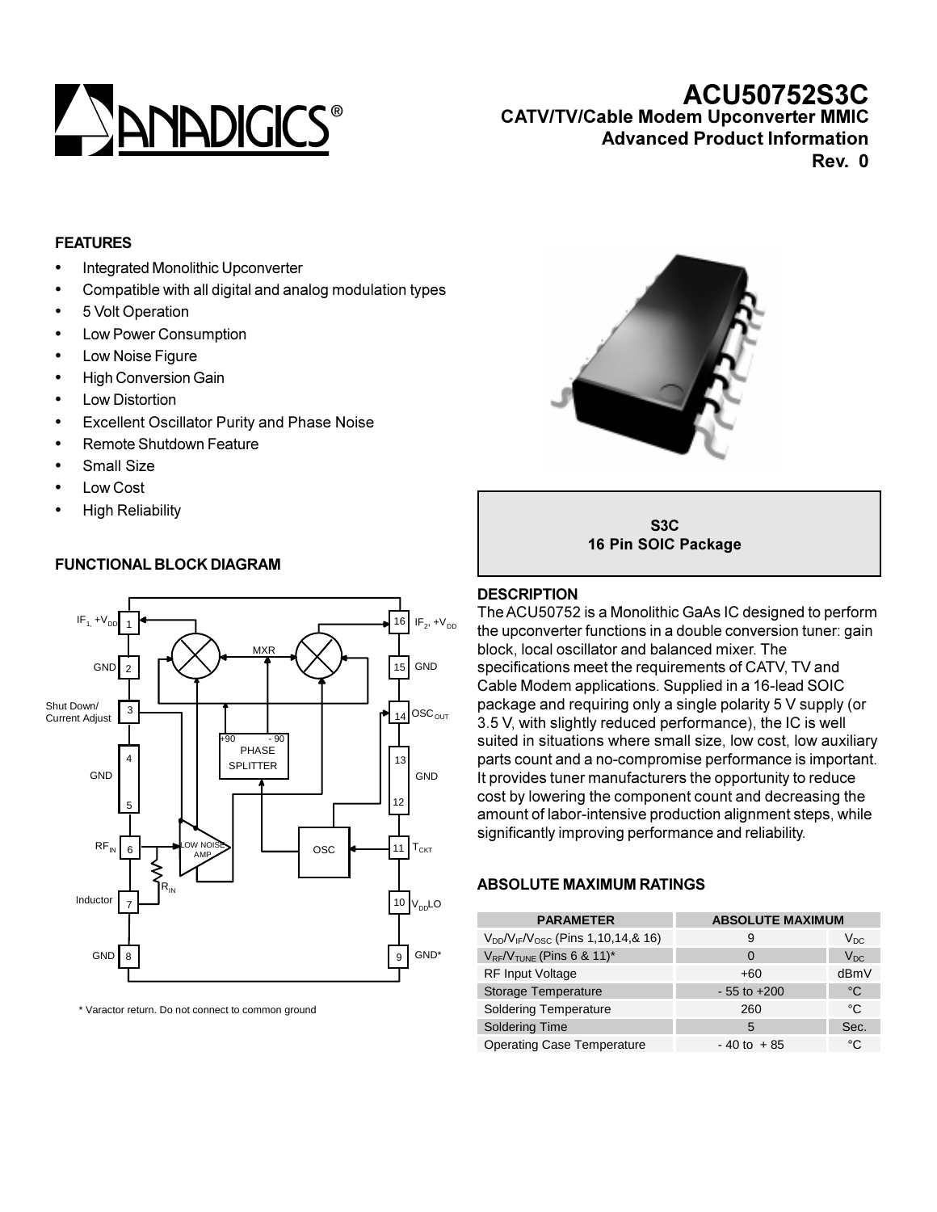# ACU50752S3C

## CATV/TV/Cable Modem Upconverter MMIC

**Advanced Product Information**

**Rev. 0**

### FEATURES

- Integrated Monolithic Upconverter
- Compatible with all digital and analog modulation types
- 5 Volt Operation
- Low Power Consumption
- Low Noise Figure
- High Conversion Gain
- Low Distortion
- Excellent Oscillator Purity and Phase Noise
- Remote Shutdown Feature
- Small Size
- Low Cost
- High Reliability

**S3C**
**16 Pin SOIC Package**

### FUNCTIONAL BLOCK DIAGRAM

* Varactor return. Do not connect to common ground

### DESCRIPTION

The ACU50752 is a Monolithic GaAs IC designed to perform the upconverter functions in a double conversion tuner: gain block, local oscillator and balanced mixer. The specifications meet the requirements of CATV, TV and Cable Modem applications. Supplied in a 16-lead SOIC package and requiring only a single polarity 5 V supply (or 3.5 V, with slightly reduced performance), the IC is well suited in situations where small size, low cost, low auxiliary parts count and a no-compromise performance is important. It provides tuner manufacturers the opportunity to reduce cost by lowering the component count and decreasing the amount of labor-intensive production alignment steps, while significantly improving performance and reliability.

### ABSOLUTE MAXIMUM RATINGS

| PARAMETER | ABSOLUTE MAXIMUM | |
|---|---|---|
| $V_{DD}/V_{IF}/V_{OSC}$ (Pins 1,10,14,& 16) | 9 | $V_{DC}$ |
| $V_{RF}/V_{TUNE}$ (Pins 6 & 11)* | 0 | $V_{DC}$ |
| RF Input Voltage | +60 | dBmV |
| Storage Temperature | - 55 to +200 | °C |
| Soldering Temperature | 260 | °C |
| Soldering Time | 5 | Sec. |
| Operating Case Temperature | - 40 to + 85 | °C |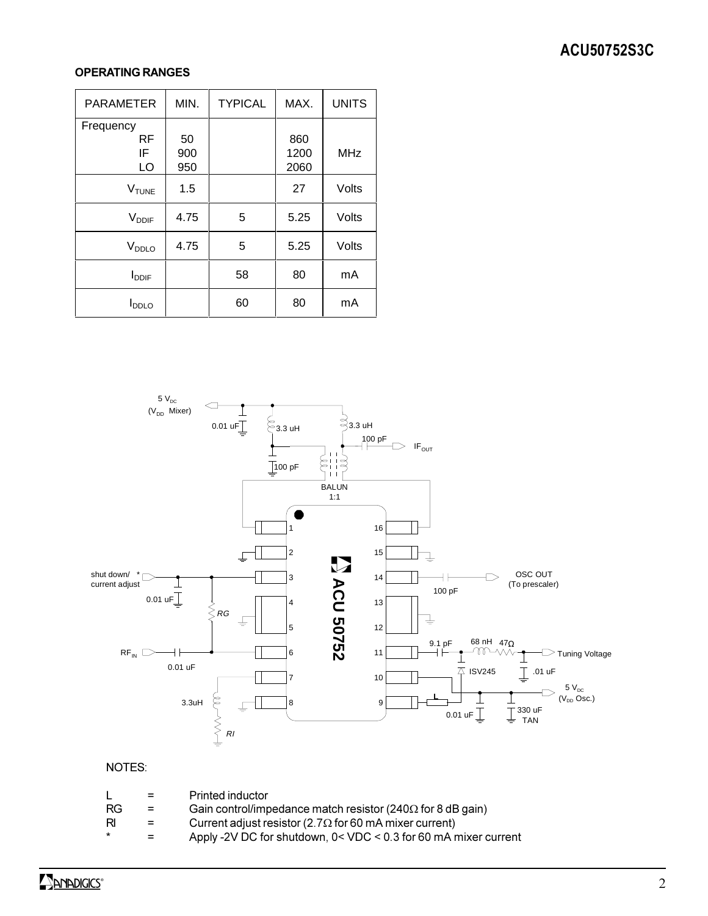## OPERATING RANGES

| PARAMETER | MIN. | TYPICAL | MAX. | UNITS |
|---|---|---|---|---|
| Frequency<br>RF<br>IF<br>LO | <br>50<br>900<br>950 | | <br>860<br>1200<br>2060 | MHz |
| $V_{TUNE}$ | 1.5 | | 27 | Volts |
| $V_{DDIF}$ | 4.75 | 5 | 5.25 | Volts |
| $V_{DDLO}$ | 4.75 | 5 | 5.25 | Volts |
| $I_{DDIF}$ | | 58 | 80 | mA |
| $I_{DDLO}$ | | 60 | 80 | mA |

NOTES:

| | | |
|---|---|---|
| L | = | Printed inductor |
| RG | = | Gain control/impedance match resistor (240Ω for 8 dB gain) |
| Rl | = | Current adjust resistor (2.7Ω for 60 mA mixer current) |
| * | = | Apply -2V DC for shutdown, 0< VDC < 0.3 for 60 mA mixer current |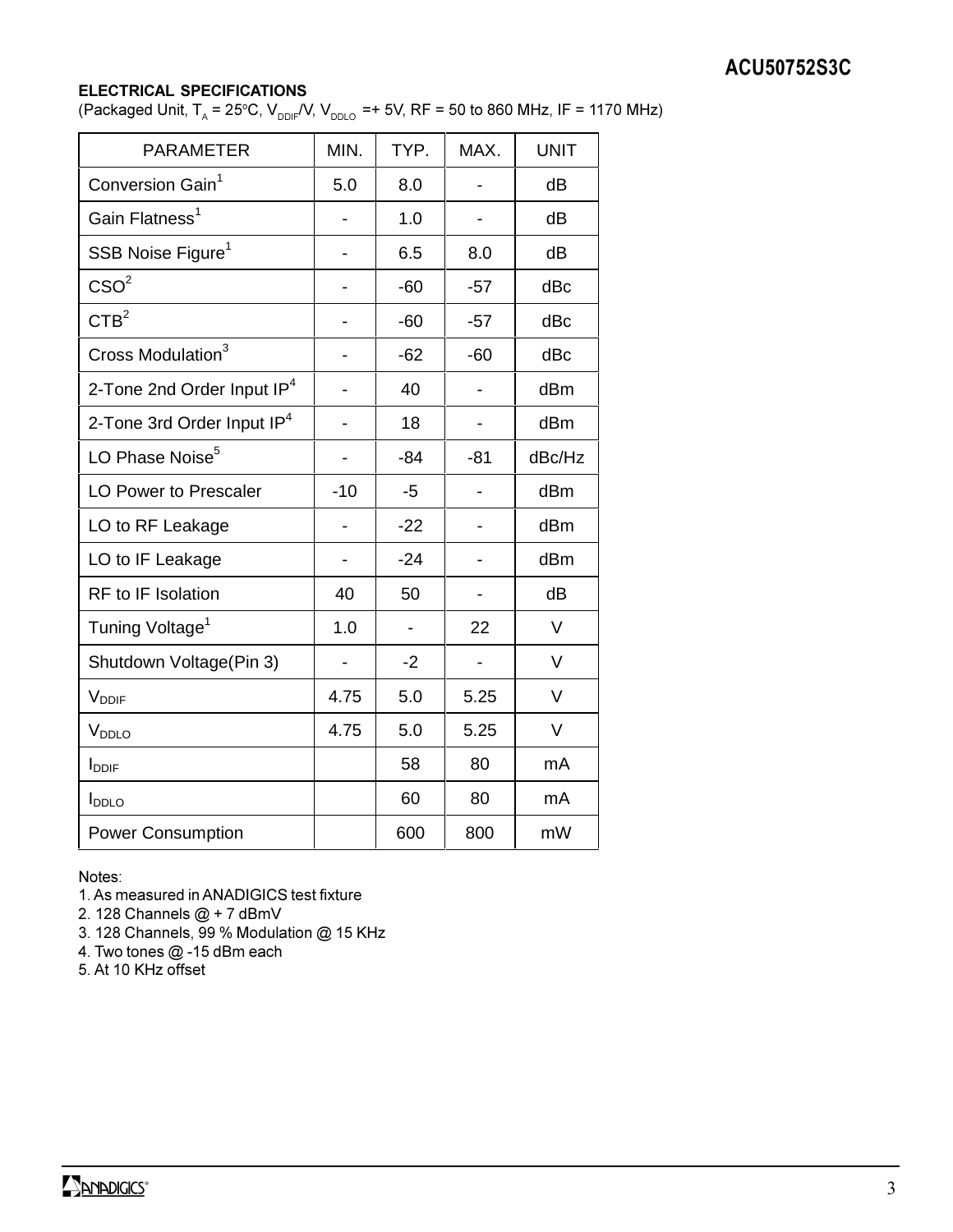## ELECTRICAL SPECIFICATIONS

(Packaged Unit, $T_A$ = 25°C, $V_{DDIF}$/V, $V_{DDLO}$ =+ 5V, RF = 50 to 860 MHz, IF = 1170 MHz)

| PARAMETER | MIN. | TYP. | MAX. | UNIT |
|---|---|---|---|---|
| Conversion Gain[1] | 5.0 | 8.0 | - | dB |
| Gain Flatness[1] | - | 1.0 | - | dB |
| SSB Noise Figure[1] | - | 6.5 | 8.0 | dB |
| CSO[2] | - | -60 | -57 | dBc |
| CTB[2] | - | -60 | -57 | dBc |
| Cross Modulation[3] | - | -62 | -60 | dBc |
| 2-Tone 2nd Order Input IP[4] | - | 40 | - | dBm |
| 2-Tone 3rd Order Input IP[4] | - | 18 | - | dBm |
| LO Phase Noise[5] | - | -84 | -81 | dBc/Hz |
| LO Power to Prescaler | -10 | -5 | - | dBm |
| LO to RF Leakage | - | -22 | - | dBm |
| LO to IF Leakage | - | -24 | - | dBm |
| RF to IF Isolation | 40 | 50 | - | dB |
| Tuning Voltage[1] | 1.0 | - | 22 | V |
| Shutdown Voltage(Pin 3) | - | -2 | - | V |
| $V_{DDIF}$ | 4.75 | 5.0 | 5.25 | V |
| $V_{DDLO}$ | 4.75 | 5.0 | 5.25 | V |
| $I_{DDIF}$ | | 58 | 80 | mA |
| $I_{DDLO}$ | | 60 | 80 | mA |
| Power Consumption | | 600 | 800 | mW |

Notes:

1. As measured in ANADIGICS test fixture
2. 128 Channels @ + 7 dBmV
3. 128 Channels, 99 % Modulation @ 15 KHz
4. Two tones @ -15 dBm each
5. At 10 KHz offset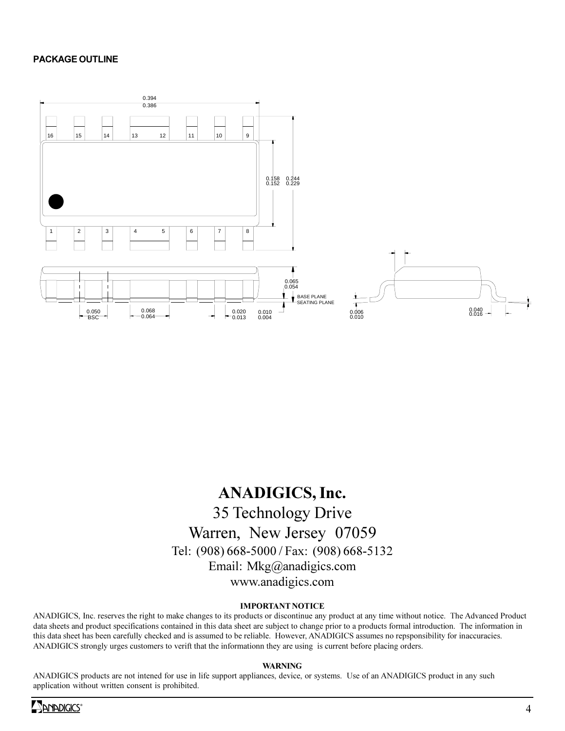**PACKAGE OUTLINE**

0.394
0.386

16 15 14 13 12 11 10 9

1 2 3 4 5 6 7 8

0.158
0.152

0.244
0.229

0.065
0.054

BASE PLANE
SEATING PLANE

0.050
BSC

0.068
0.064

0.020
0.013

0.010
0.004

0.006
0.010

0.040
0.016

# ANADIGICS, Inc.

35 Technology Drive
Warren, New Jersey 07059
Tel: (908) 668-5000 / Fax: (908) 668-5132
Email: Mkg@anadigics.com
www.anadigics.com

**IMPORTANT NOTICE**

ANADIGICS, Inc. reserves the right to make changes to its products or discontinue any product at any time without notice. The Advanced Product data sheets and product specifications contained in this data sheet are subject to change prior to a products formal introduction. The information in this data sheet has been carefully checked and is assumed to be reliable. However, ANADIGICS assumes no repsponsibility for inaccuracies. ANADIGICS strongly urges customers to verift that the informationn they are using is current before placing orders.

**WARNING**

ANADIGICS products are not intened for use in life support appliances, device, or systems. Use of an ANADIGICS product in any such application without written consent is prohibited.